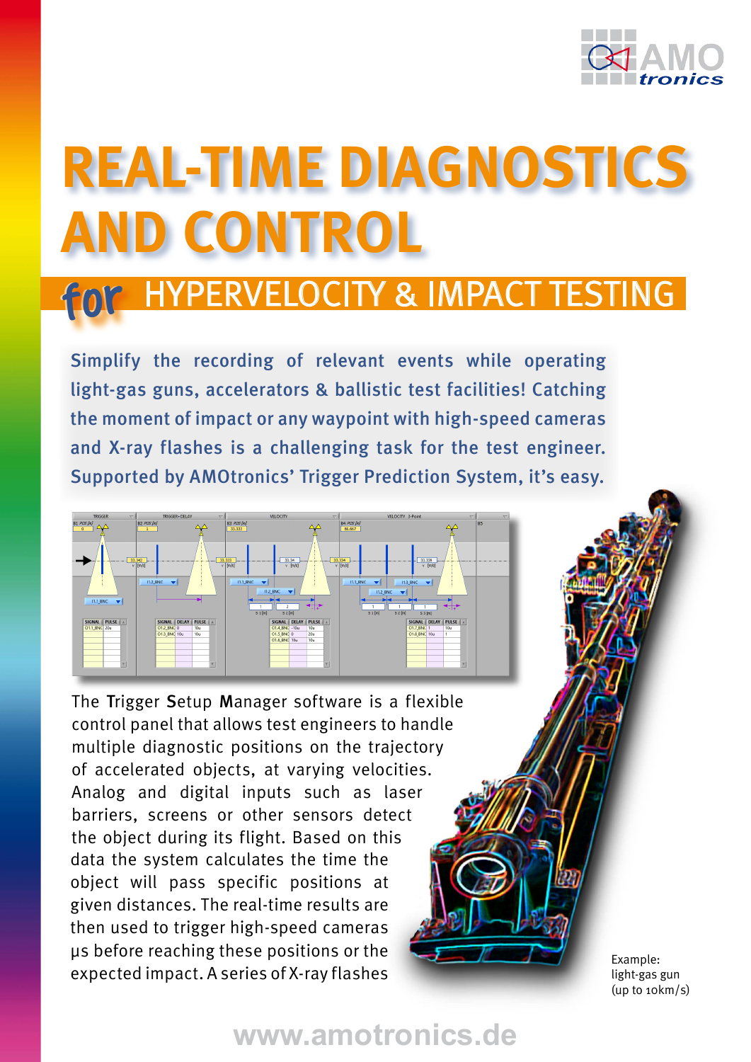# REAL-TIME DIAGNOSTICS AND CONTROL

## for HYPERVELOCITY & IMPACT TESTING

Simplify the recording of relevant events while operating light-gas guns, accelerators & ballistic test facilities! Catching the moment of impact or any waypoint with high-speed cameras and X-ray flashes is a challenging task for the test engineer. Supported by AMOtronics' Trigger Prediction System, it's easy.

The **T**rigger **S**etup **M**anager software is a flexible control panel that allows test engineers to handle multiple diagnostic positions on the trajectory of accelerated objects, at varying velocities. Analog and digital inputs such as laser barriers, screens or other sensors detect the object during its flight. Based on this data the system calculates the time the object will pass specific positions at given distances. The real-time results are then used to trigger high-speed cameras µs before reaching these positions or the expected impact. A series of X-ray flashes

Example:
light-gas gun
(up to 10km/s)

www.amotronics.de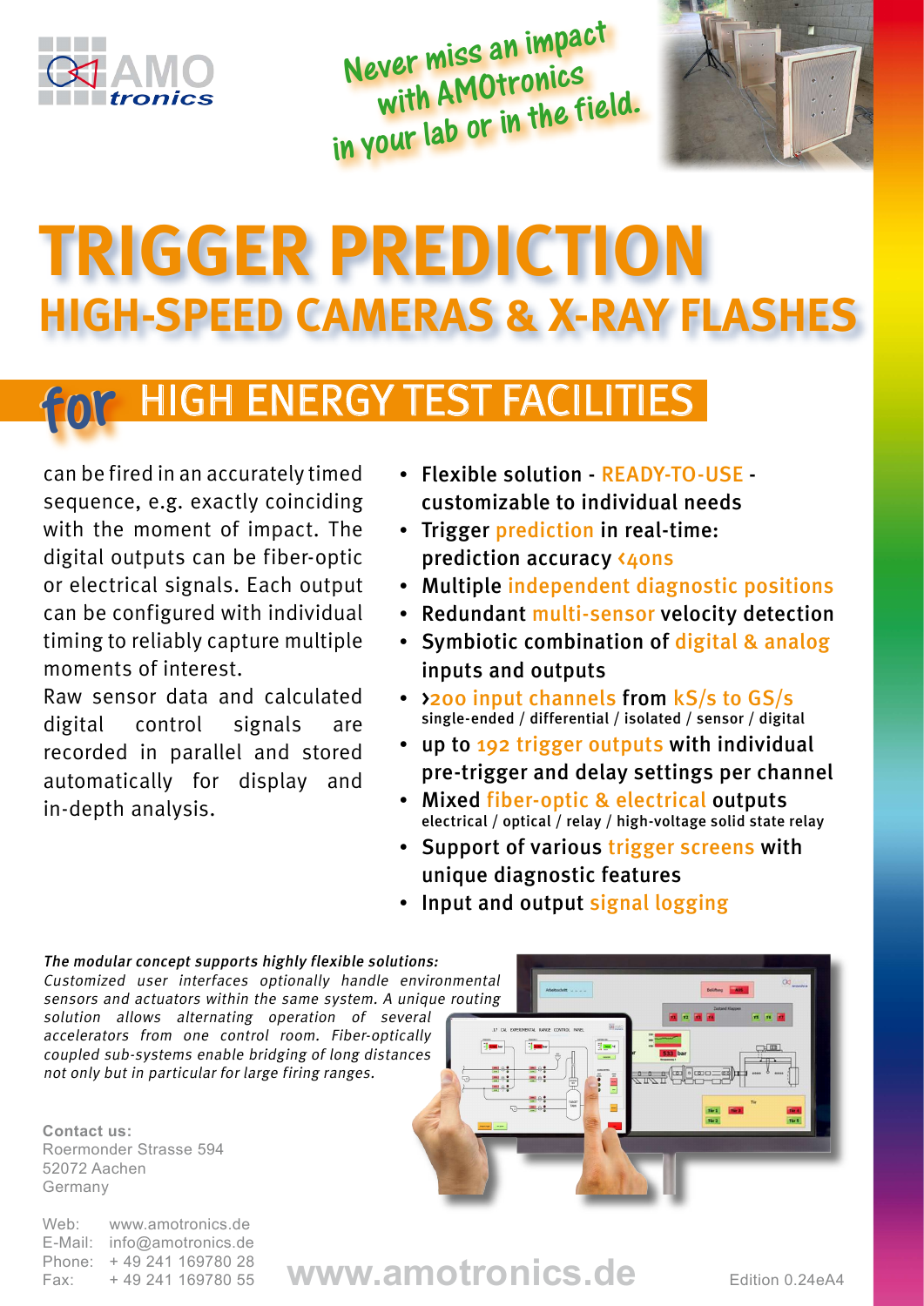Never miss an impact with AMOtronics in your lab or in the field.

# TRIGGER PREDICTION

## HIGH-SPEED CAMERAS & X-RAY FLASHES

## for HIGH ENERGY TEST FACILITIES

can be fired in an accurately timed sequence, e.g. exactly coinciding with the moment of impact. The digital outputs can be fiber-optic or electrical signals. Each output can be configured with individual timing to reliably capture multiple moments of interest.

Raw sensor data and calculated digital control signals are recorded in parallel and stored automatically for display and in-depth analysis.

- **Flexible solution - READY-TO-USE - customizable to individual needs**
- **Trigger prediction in real-time: prediction accuracy <40ns**
- **Multiple independent diagnostic positions**
- **Redundant multi-sensor velocity detection**
- **Symbiotic combination of digital & analog inputs and outputs**
- **>200 input channels from kS/s to GS/s**
  single-ended / differential / isolated / sensor / digital
- **up to 192 trigger outputs with individual pre-trigger and delay settings per channel**
- **Mixed fiber-optic & electrical outputs**
  electrical / optical / relay / high-voltage solid state relay
- **Support of various trigger screens with unique diagnostic features**
- **Input and output signal logging**

***The modular concept supports highly flexible solutions:***
*Customized user interfaces optionally handle environmental sensors and actuators within the same system. A unique routing solution allows alternating operation of several accelerators from one control room. Fiber-optically coupled sub-systems enable bridging of long distances not only but in particular for large firing ranges.*

**Contact us:**
Roermonder Strasse 594
52072 Aachen
Germany

Web: www.amotronics.de
E-Mail: info@amotronics.de
Phone: + 49 241 169780 28
Fax: + 49 241 169780 55

www.amotronics.de

Edition 0.24eA4